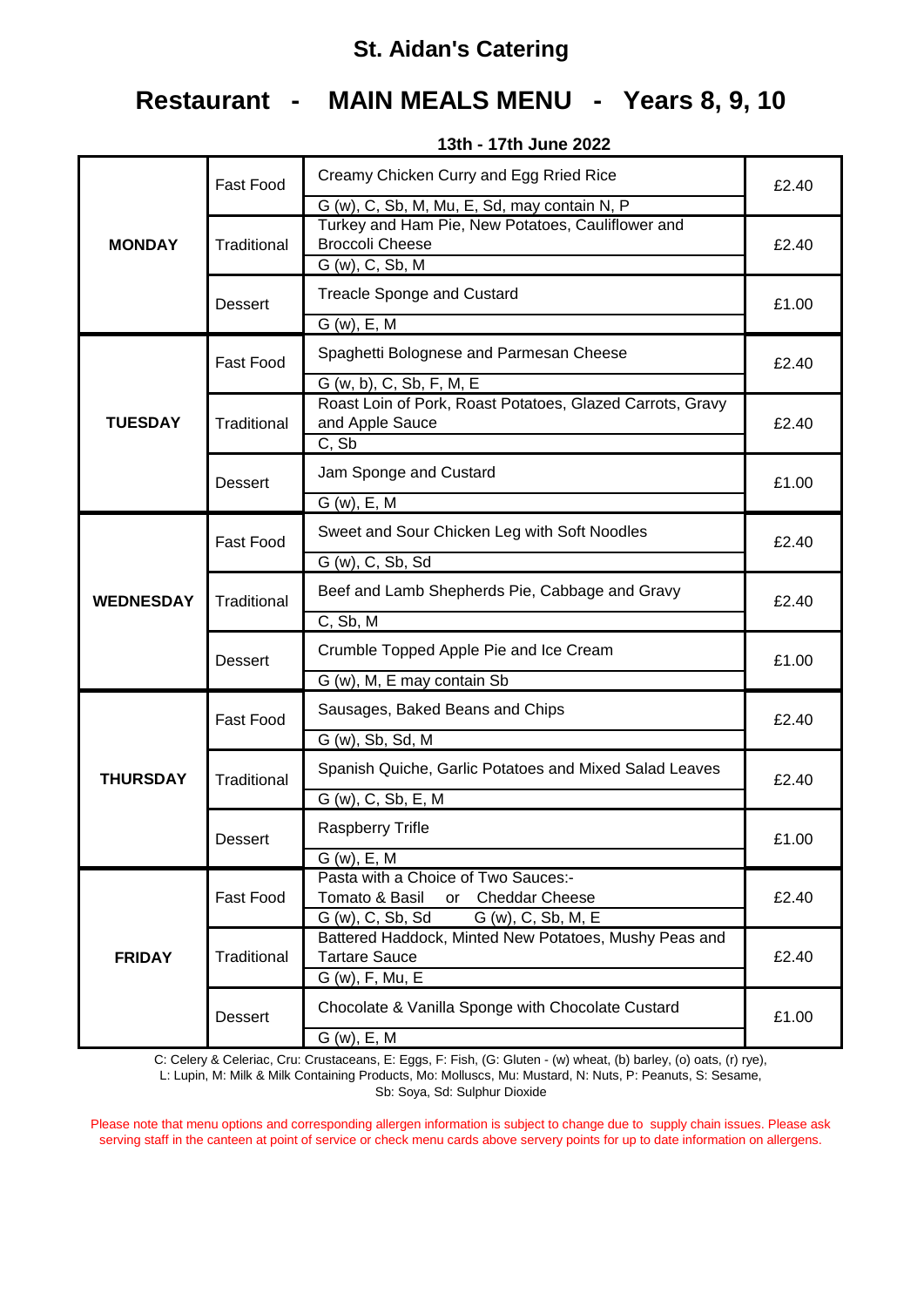# St. Aidan's Catering

## Restaurant - MAIN MEALS MENU - Years 8, 9, 10

**13th - 17th June 2022**

| Day | Type | Meal | Price |
|---|---|---|---|
| **MONDAY** | Fast Food | Creamy Chicken Curry and Egg Rried Rice<br>G (w), C, Sb, M, Mu, E, Sd, may contain N, P | £2.40 |
| | Traditional | Turkey and Ham Pie, New Potatoes, Cauliflower and Broccoli Cheese<br>G (w), C, Sb, M | £2.40 |
| | Dessert | Treacle Sponge and Custard<br>G (w), E, M | £1.00 |
| **TUESDAY** | Fast Food | Spaghetti Bolognese and Parmesan Cheese<br>G (w, b), C, Sb, F, M, E | £2.40 |
| | Traditional | Roast Loin of Pork, Roast Potatoes, Glazed Carrots, Gravy and Apple Sauce<br>C, Sb | £2.40 |
| | Dessert | Jam Sponge and Custard<br>G (w), E, M | £1.00 |
| **WEDNESDAY** | Fast Food | Sweet and Sour Chicken Leg with Soft Noodles<br>G (w), C, Sb, Sd | £2.40 |
| | Traditional | Beef and Lamb Shepherds Pie, Cabbage and Gravy<br>C, Sb, M | £2.40 |
| | Dessert | Crumble Topped Apple Pie and Ice Cream<br>G (w), M, E may contain Sb | £1.00 |
| **THURSDAY** | Fast Food | Sausages, Baked Beans and Chips<br>G (w), Sb, Sd, M | £2.40 |
| | Traditional | Spanish Quiche, Garlic Potatoes and Mixed Salad Leaves<br>G (w), C, Sb, E, M | £2.40 |
| | Dessert | Raspberry Trifle<br>G (w), E, M | £1.00 |
| **FRIDAY** | Fast Food | Pasta with a Choice of Two Sauces:-<br>Tomato & Basil or Cheddar Cheese<br>G (w), C, Sb, Sd G (w), C, Sb, M, E | £2.40 |
| | Traditional | Battered Haddock, Minted New Potatoes, Mushy Peas and Tartare Sauce<br>G (w), F, Mu, E | £2.40 |
| | Dessert | Chocolate & Vanilla Sponge with Chocolate Custard<br>G (w), E, M | £1.00 |

C: Celery & Celeriac, Cru: Crustaceans, E: Eggs, F: Fish, (G: Gluten - (w) wheat, (b) barley, (o) oats, (r) rye), L: Lupin, M: Milk & Milk Containing Products, Mo: Molluscs, Mu: Mustard, N: Nuts, P: Peanuts, S: Sesame, Sb: Soya, Sd: Sulphur Dioxide

Please note that menu options and corresponding allergen information is subject to change due to supply chain issues. Please ask serving staff in the canteen at point of service or check menu cards above servery points for up to date information on allergens.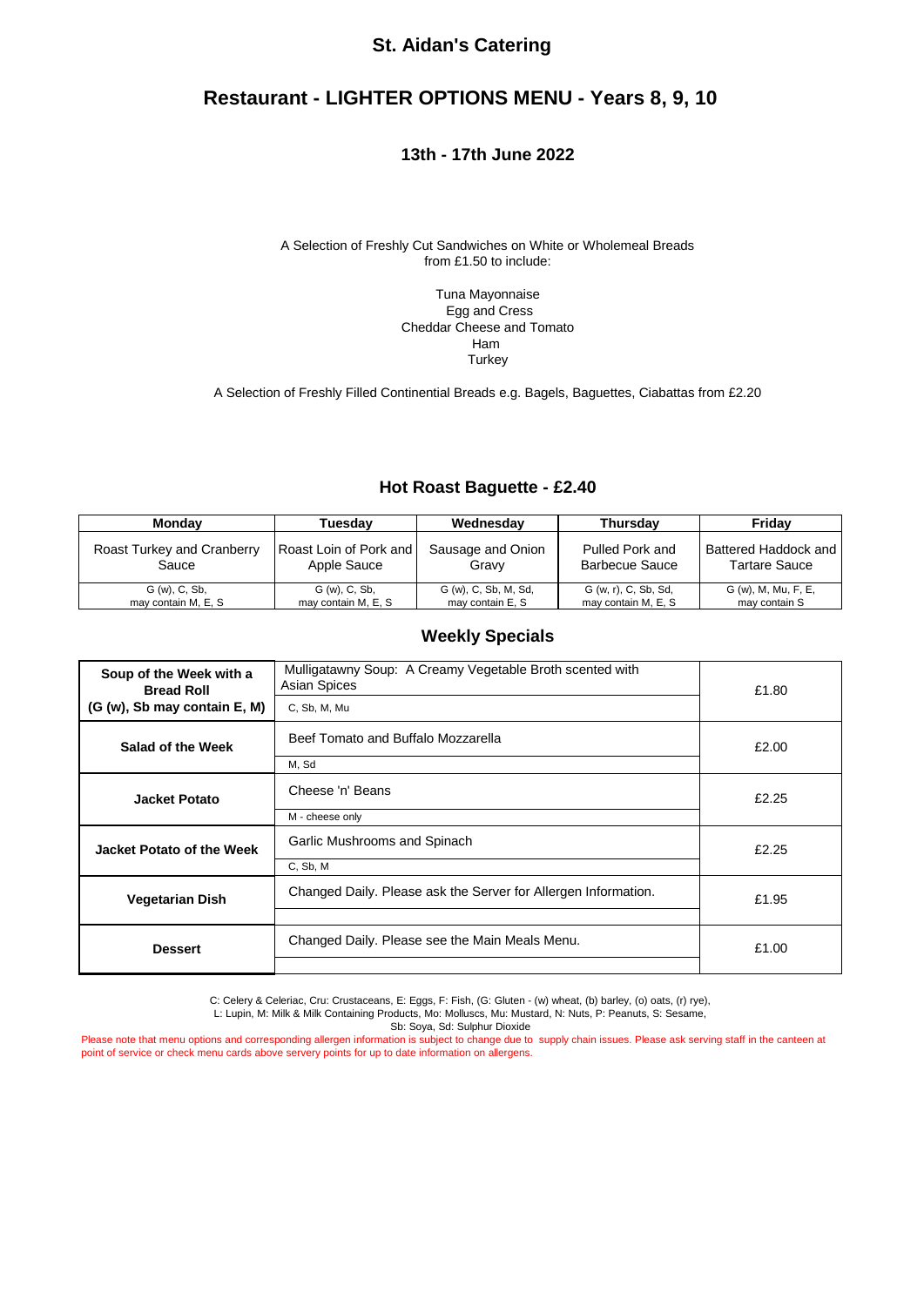## St. Aidan's Catering

# Restaurant - LIGHTER OPTIONS MENU - Years 8, 9, 10

### 13th - 17th June 2022

A Selection of Freshly Cut Sandwiches on White or Wholemeal Breads from £1.50 to include:

Tuna Mayonnaise
Egg and Cress
Cheddar Cheese and Tomato
Ham
Turkey

A Selection of Freshly Filled Continental Breads e.g. Bagels, Baguettes, Ciabattas from £2.20

### Hot Roast Baguette - £2.40

| Monday | Tuesday | Wednesday | Thursday | Friday |
|---|---|---|---|---|
| Roast Turkey and Cranberry Sauce | Roast Loin of Pork and Apple Sauce | Sausage and Onion Gravy | Pulled Pork and Barbecue Sauce | Battered Haddock and Tartare Sauce |
| G (w), C, Sb, may contain M, E, S | G (w), C, Sb, may contain M, E, S | G (w), C, Sb, M, Sd, may contain E, S | G (w, r), C, Sb, Sd, may contain M, E, S | G (w), M, Mu, F, E, may contain S |

### Weekly Specials

| Item | Description | Price |
|---|---|---|
| **Soup of the Week with a Bread Roll (G (w), Sb may contain E, M)** | Mulligatawny Soup: A Creamy Vegetable Broth scented with Asian Spices<br>C, Sb, M, Mu | £1.80 |
| **Salad of the Week** | Beef Tomato and Buffalo Mozzarella<br>M, Sd | £2.00 |
| **Jacket Potato** | Cheese 'n' Beans<br>M - cheese only | £2.25 |
| **Jacket Potato of the Week** | Garlic Mushrooms and Spinach<br>C, Sb, M | £2.25 |
| **Vegetarian Dish** | Changed Daily. Please ask the Server for Allergen Information. | £1.95 |
| **Dessert** | Changed Daily. Please see the Main Meals Menu. | £1.00 |

C: Celery & Celeriac, Cru: Crustaceans, E: Eggs, F: Fish, (G: Gluten - (w) wheat, (b) barley, (o) oats, (r) rye),
L: Lupin, M: Milk & Milk Containing Products, Mo: Molluscs, Mu: Mustard, N: Nuts, P: Peanuts, S: Sesame,
Sb: Soya, Sd: Sulphur Dioxide

Please note that menu options and corresponding allergen information is subject to change due to supply chain issues. Please ask serving staff in the canteen at point of service or check menu cards above servery points for up to date information on allergens.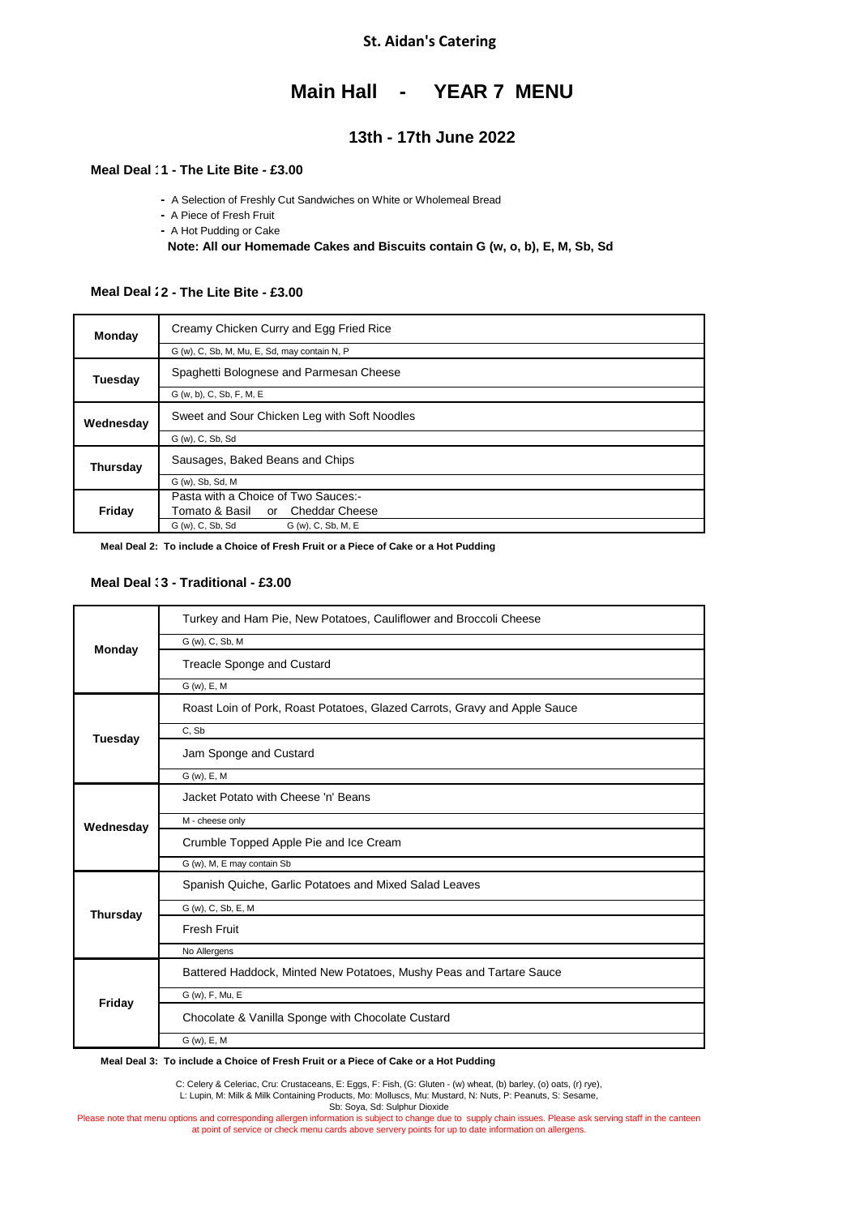St. Aidan's Catering

# Main Hall - YEAR 7 MENU

## 13th - 17th June 2022

### Meal Deal 1 - The Lite Bite - £3.00

- A Selection of Freshly Cut Sandwiches on White or Wholemeal Bread
- A Piece of Fresh Fruit
- A Hot Pudding or Cake

**Note: All our Homemade Cakes and Biscuits contain G (w, o, b), E, M, Sb, Sd**

### Meal Deal 2 - The Lite Bite - £3.00

| Day | Menu |
|---|---|
| Monday | Creamy Chicken Curry and Egg Fried Rice |
| | G (w), C, Sb, M, Mu, E, Sd, may contain N, P |
| Tuesday | Spaghetti Bolognese and Parmesan Cheese |
| | G (w, b), C, Sb, F, M, E |
| Wednesday | Sweet and Sour Chicken Leg with Soft Noodles |
| | G (w), C, Sb, Sd |
| Thursday | Sausages, Baked Beans and Chips |
| | G (w), Sb, Sd, M |
| Friday | Pasta with a Choice of Two Sauces:- Tomato & Basil or Cheddar Cheese |
| | G (w), C, Sb, Sd / G (w), C, Sb, M, E |

**Meal Deal 2: To include a Choice of Fresh Fruit or a Piece of Cake or a Hot Pudding**

### Meal Deal 3 - Traditional - £3.00

| Day | Menu |
|---|---|
| Monday | Turkey and Ham Pie, New Potatoes, Cauliflower and Broccoli Cheese |
| | G (w), C, Sb, M |
| | Treacle Sponge and Custard |
| | G (w), E, M |
| Tuesday | Roast Loin of Pork, Roast Potatoes, Glazed Carrots, Gravy and Apple Sauce |
| | C, Sb |
| | Jam Sponge and Custard |
| | G (w), E, M |
| Wednesday | Jacket Potato with Cheese 'n' Beans |
| | M - cheese only |
| | Crumble Topped Apple Pie and Ice Cream |
| | G (w), M, E may contain Sb |
| Thursday | Spanish Quiche, Garlic Potatoes and Mixed Salad Leaves |
| | G (w), C, Sb, E, M |
| | Fresh Fruit |
| | No Allergens |
| Friday | Battered Haddock, Minted New Potatoes, Mushy Peas and Tartare Sauce |
| | G (w), F, Mu, E |
| | Chocolate & Vanilla Sponge with Chocolate Custard |
| | G (w), E, M |

**Meal Deal 3: To include a Choice of Fresh Fruit or a Piece of Cake or a Hot Pudding**

C: Celery & Celeriac, Cru: Crustaceans, E: Eggs, F: Fish, (G: Gluten - (w) wheat, (b) barley, (o) oats, (r) rye),
L: Lupin, M: Milk & Milk Containing Products, Mo: Molluscs, Mu: Mustard, N: Nuts, P: Peanuts, S: Sesame,
Sb: Soya, Sd: Sulphur Dioxide

Please note that menu options and corresponding allergen information is subject to change due to supply chain issues. Please ask serving staff in the canteen at point of service or check menu cards above servery points for up to date information on allergens.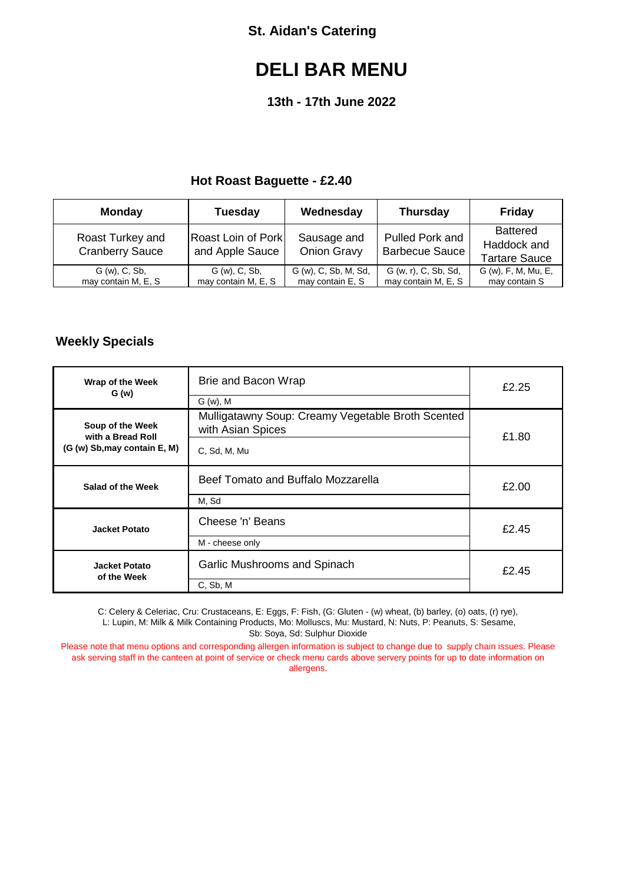St. Aidan's Catering

# DELI BAR MENU

### 13th - 17th June 2022

## Hot Roast Baguette - £2.40

| Monday | Tuesday | Wednesday | Thursday | Friday |
|---|---|---|---|---|
| Roast Turkey and Cranberry Sauce | Roast Loin of Pork and Apple Sauce | Sausage and Onion Gravy | Pulled Pork and Barbecue Sauce | Battered Haddock and Tartare Sauce |
| G (w), C, Sb, may contain M, E, S | G (w), C, Sb, may contain M, E, S | G (w), C, Sb, M, Sd, may contain E, S | G (w, r), C, Sb, Sd, may contain M, E, S | G (w), F, M, Mu, E, may contain S |

## Weekly Specials

| Item | Description | Price |
|---|---|---|
| **Wrap of the Week G (w)** | Brie and Bacon Wrap<br>G (w), M | £2.25 |
| **Soup of the Week with a Bread Roll (G (w) Sb,may contain E, M)** | Mulligatawny Soup: Creamy Vegetable Broth Scented with Asian Spices<br>C, Sd, M, Mu | £1.80 |
| **Salad of the Week** | Beef Tomato and Buffalo Mozzarella<br>M, Sd | £2.00 |
| **Jacket Potato** | Cheese 'n' Beans<br>M - cheese only | £2.45 |
| **Jacket Potato of the Week** | Garlic Mushrooms and Spinach<br>C, Sb, M | £2.45 |

C: Celery & Celeriac, Cru: Crustaceans, E: Eggs, F: Fish, (G: Gluten - (w) wheat, (b) barley, (o) oats, (r) rye), L: Lupin, M: Milk & Milk Containing Products, Mo: Molluscs, Mu: Mustard, N: Nuts, P: Peanuts, S: Sesame, Sb: Soya, Sd: Sulphur Dioxide

Please note that menu options and corresponding allergen information is subject to change due to supply chain issues. Please ask serving staff in the canteen at point of service or check menu cards above servery points for up to date information on allergens.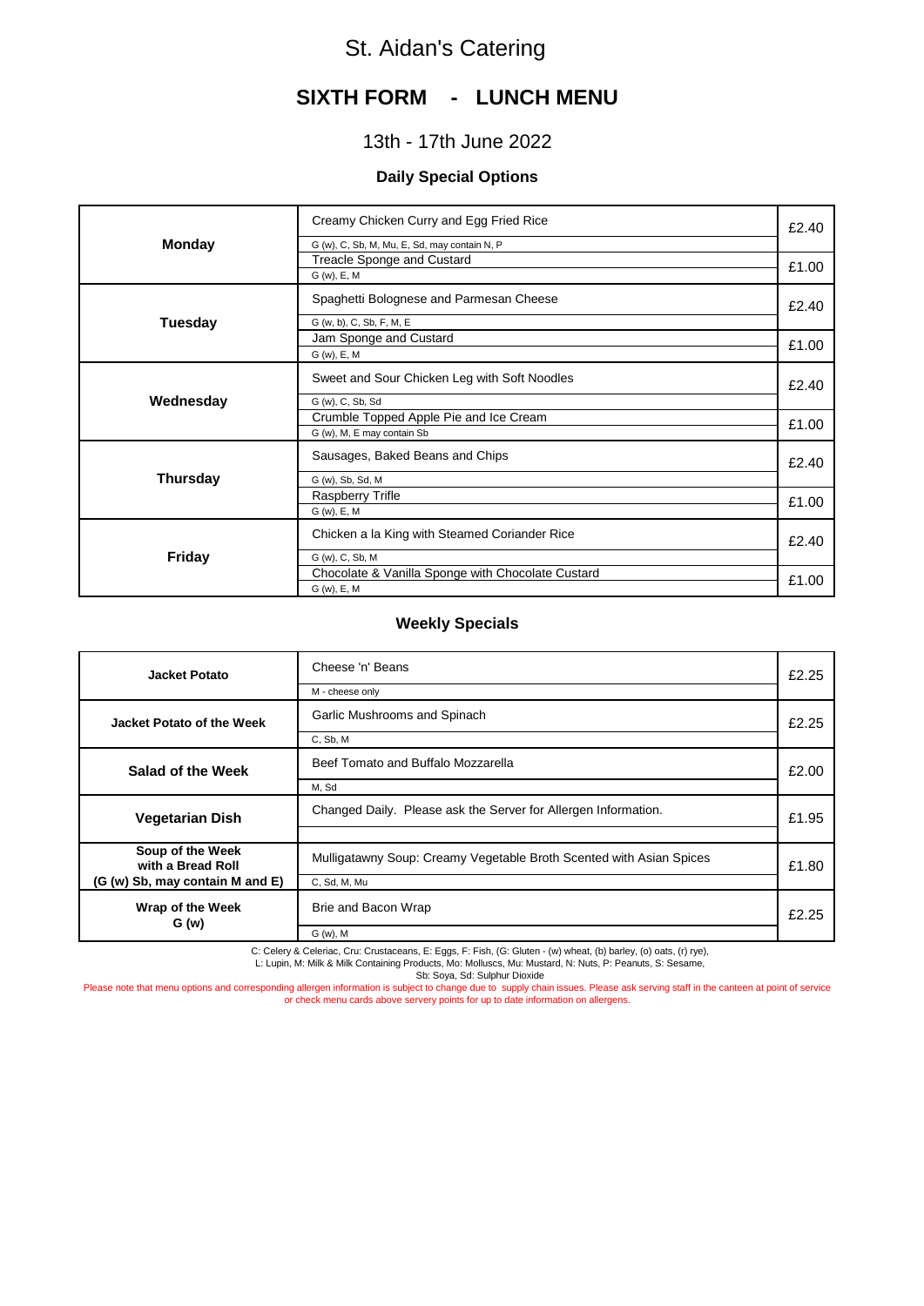# St. Aidan's Catering

## SIXTH FORM - LUNCH MENU

### 13th - 17th June 2022

#### Daily Special Options

| Day | Dish | Price |
|---|---|---|
| **Monday** | Creamy Chicken Curry and Egg Fried Rice<br>G (w), C, Sb, M, Mu, E, Sd, may contain N, P | £2.40 |
| | Treacle Sponge and Custard<br>G (w), E, M | £1.00 |
| **Tuesday** | Spaghetti Bolognese and Parmesan Cheese<br>G (w, b), C, Sb, F, M, E | £2.40 |
| | Jam Sponge and Custard<br>G (w), E, M | £1.00 |
| **Wednesday** | Sweet and Sour Chicken Leg with Soft Noodles<br>G (w), C, Sb, Sd | £2.40 |
| | Crumble Topped Apple Pie and Ice Cream<br>G (w), M, E may contain Sb | £1.00 |
| **Thursday** | Sausages, Baked Beans and Chips<br>G (w), Sb, Sd, M | £2.40 |
| | Raspberry Trifle<br>G (w), E, M | £1.00 |
| **Friday** | Chicken a la King with Steamed Coriander Rice<br>G (w), C, Sb, M | £2.40 |
| | Chocolate & Vanilla Sponge with Chocolate Custard<br>G (w), E, M | £1.00 |

#### Weekly Specials

| Item | Dish | Price |
|---|---|---|
| **Jacket Potato** | Cheese 'n' Beans<br>M - cheese only | £2.25 |
| **Jacket Potato of the Week** | Garlic Mushrooms and Spinach<br>C, Sb, M | £2.25 |
| **Salad of the Week** | Beef Tomato and Buffalo Mozzarella<br>M, Sd | £2.00 |
| **Vegetarian Dish** | Changed Daily. Please ask the Server for Allergen Information. | £1.95 |
| **Soup of the Week with a Bread Roll (G (w) Sb, may contain M and E)** | Mulligatawny Soup: Creamy Vegetable Broth Scented with Asian Spices<br>C, Sd, M, Mu | £1.80 |
| **Wrap of the Week G (w)** | Brie and Bacon Wrap<br>G (w), M | £2.25 |

C: Celery & Celeriac, Cru: Crustaceans, E: Eggs, F: Fish, (G: Gluten - (w) wheat, (b) barley, (o) oats, (r) rye), L: Lupin, M: Milk & Milk Containing Products, Mo: Molluscs, Mu: Mustard, N: Nuts, P: Peanuts, S: Sesame, Sb: Soya, Sd: Sulphur Dioxide

Please note that menu options and corresponding allergen information is subject to change due to supply chain issues. Please ask serving staff in the canteen at point of service or check menu cards above servery points for up to date information on allergens.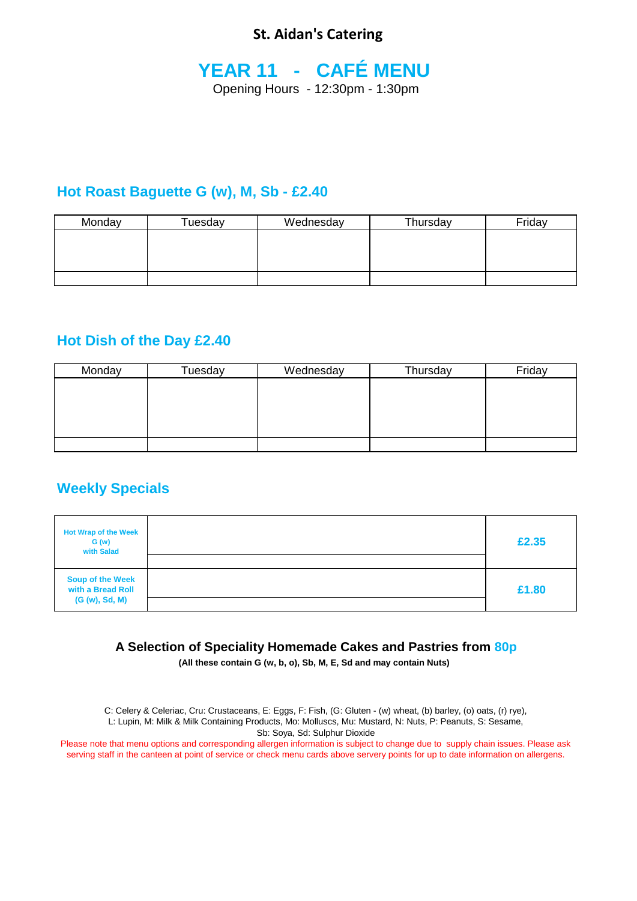**St. Aidan's Catering**

# YEAR 11 - CAFÉ MENU

Opening Hours - 12:30pm - 1:30pm

## Hot Roast Baguette G (w), M, Sb - £2.40

| Monday | Tuesday | Wednesday | Thursday | Friday |
|---|---|---|---|---|
| | | | | |
| | | | | |

## Hot Dish of the Day £2.40

| Monday | Tuesday | Wednesday | Thursday | Friday |
|---|---|---|---|---|
| | | | | |
| | | | | |

## Weekly Specials

| | | |
|---|---|---|
| Hot Wrap of the Week G (w) with Salad | | £2.35 |
| | | |
| Soup of the Week with a Bread Roll (G (w), Sd, M) | | £1.80 |
| | | |

### A Selection of Speciality Homemade Cakes and Pastries from 80p

**(All these contain G (w, b, o), Sb, M, E, Sd and may contain Nuts)**

C: Celery & Celeriac, Cru: Crustaceans, E: Eggs, F: Fish, (G: Gluten - (w) wheat, (b) barley, (o) oats, (r) rye), L: Lupin, M: Milk & Milk Containing Products, Mo: Molluscs, Mu: Mustard, N: Nuts, P: Peanuts, S: Sesame, Sb: Soya, Sd: Sulphur Dioxide

Please note that menu options and corresponding allergen information is subject to change due to supply chain issues. Please ask serving staff in the canteen at point of service or check menu cards above servery points for up to date information on allergens.